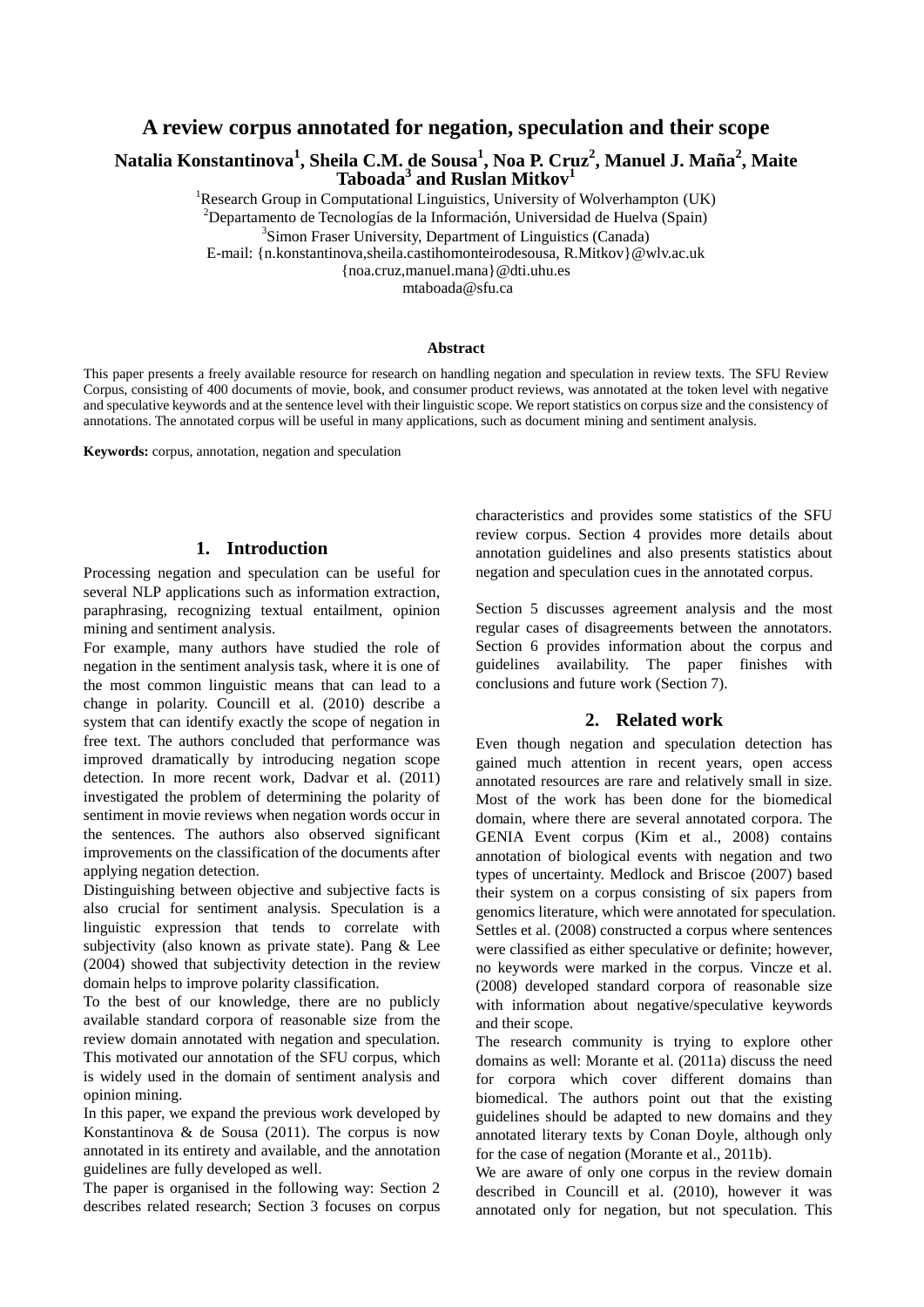# A review corpus annotated for negation, speculation and their scope

**Natalia Konstantinova[1], Sheila C.M. de Sousa[1], Noa P. Cruz[2], Manuel J. Maña[2], Maite Taboada[3] and Ruslan Mitkov[1]**

[1]Research Group in Computational Linguistics, University of Wolverhampton (UK)
[2]Departamento de Tecnologías de la Información, Universidad de Huelva (Spain)
[3]Simon Fraser University, Department of Linguistics (Canada)
E-mail: {n.konstantinova,sheila.castihomonteirodesousa, R.Mitkov}@wlv.ac.uk
{noa.cruz,manuel.mana}@dti.uhu.es
mtaboada@sfu.ca

### Abstract

This paper presents a freely available resource for research on handling negation and speculation in review texts. The SFU Review Corpus, consisting of 400 documents of movie, book, and consumer product reviews, was annotated at the token level with negative and speculative keywords and at the sentence level with their linguistic scope. We report statistics on corpus size and the consistency of annotations. The annotated corpus will be useful in many applications, such as document mining and sentiment analysis.

**Keywords:** corpus, annotation, negation and speculation

## 1. Introduction

Processing negation and speculation can be useful for several NLP applications such as information extraction, paraphrasing, recognizing textual entailment, opinion mining and sentiment analysis.

For example, many authors have studied the role of negation in the sentiment analysis task, where it is one of the most common linguistic means that can lead to a change in polarity. Councill et al. (2010) describe a system that can identify exactly the scope of negation in free text. The authors concluded that performance was improved dramatically by introducing negation scope detection. In more recent work, Dadvar et al. (2011) investigated the problem of determining the polarity of sentiment in movie reviews when negation words occur in the sentences. The authors also observed significant improvements on the classification of the documents after applying negation detection.

Distinguishing between objective and subjective facts is also crucial for sentiment analysis. Speculation is a linguistic expression that tends to correlate with subjectivity (also known as private state). Pang & Lee (2004) showed that subjectivity detection in the review domain helps to improve polarity classification.

To the best of our knowledge, there are no publicly available standard corpora of reasonable size from the review domain annotated with negation and speculation. This motivated our annotation of the SFU corpus, which is widely used in the domain of sentiment analysis and opinion mining.

In this paper, we expand the previous work developed by Konstantinova & de Sousa (2011). The corpus is now annotated in its entirety and available, and the annotation guidelines are fully developed as well.

The paper is organised in the following way: Section 2 describes related research; Section 3 focuses on corpus characteristics and provides some statistics of the SFU review corpus. Section 4 provides more details about annotation guidelines and also presents statistics about negation and speculation cues in the annotated corpus.

Section 5 discusses agreement analysis and the most regular cases of disagreements between the annotators. Section 6 provides information about the corpus and guidelines availability. The paper finishes with conclusions and future work (Section 7).

## 2. Related work

Even though negation and speculation detection has gained much attention in recent years, open access annotated resources are rare and relatively small in size. Most of the work has been done for the biomedical domain, where there are several annotated corpora. The GENIA Event corpus (Kim et al., 2008) contains annotation of biological events with negation and two types of uncertainty. Medlock and Briscoe (2007) based their system on a corpus consisting of six papers from genomics literature, which were annotated for speculation. Settles et al. (2008) constructed a corpus where sentences were classified as either speculative or definite; however, no keywords were marked in the corpus. Vincze et al. (2008) developed standard corpora of reasonable size with information about negative/speculative keywords and their scope.

The research community is trying to explore other domains as well: Morante et al. (2011a) discuss the need for corpora which cover different domains than biomedical. The authors point out that the existing guidelines should be adapted to new domains and they annotated literary texts by Conan Doyle, although only for the case of negation (Morante et al., 2011b).

We are aware of only one corpus in the review domain described in Councill et al. (2010), however it was annotated only for negation, but not speculation. This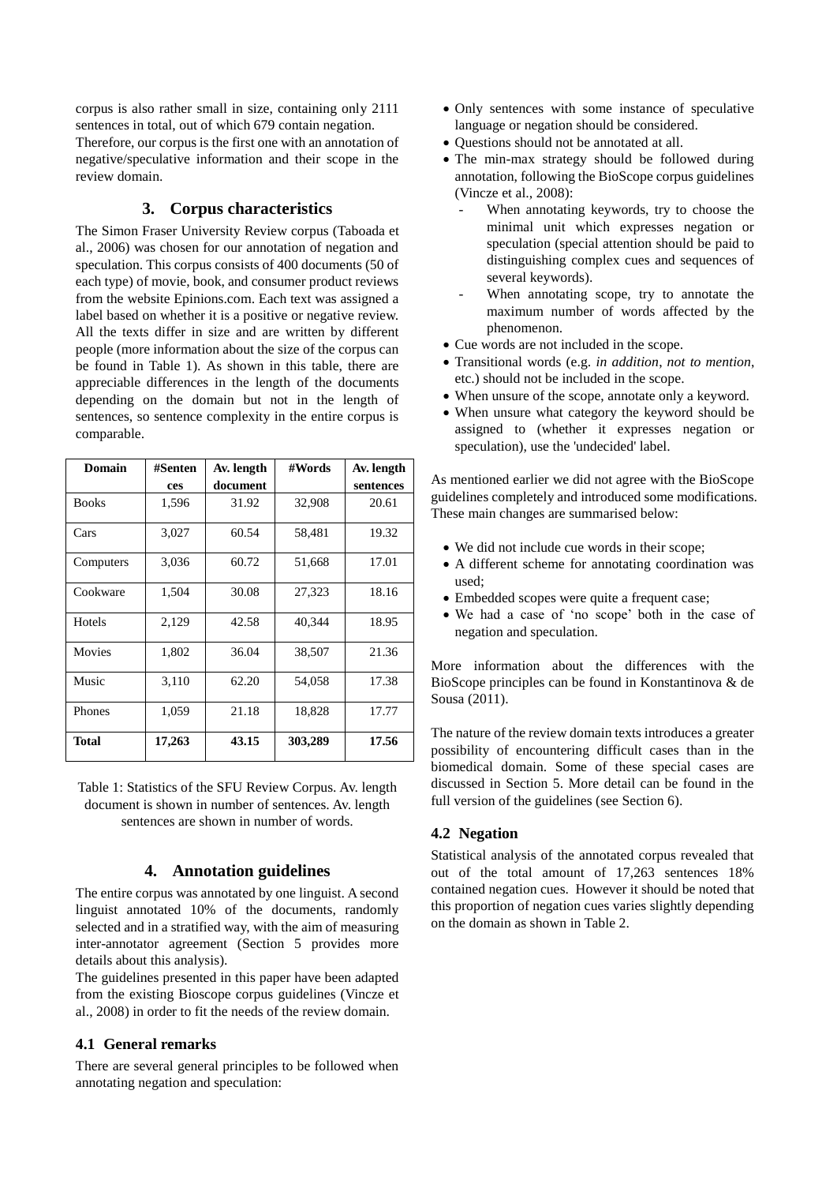corpus is also rather small in size, containing only 2111 sentences in total, out of which 679 contain negation.
Therefore, our corpus is the first one with an annotation of negative/speculative information and their scope in the review domain.

## 3. Corpus characteristics

The Simon Fraser University Review corpus (Taboada et al., 2006) was chosen for our annotation of negation and speculation. This corpus consists of 400 documents (50 of each type) of movie, book, and consumer product reviews from the website Epinions.com. Each text was assigned a label based on whether it is a positive or negative review. All the texts differ in size and are written by different people (more information about the size of the corpus can be found in Table 1). As shown in this table, there are appreciable differences in the length of the documents depending on the domain but not in the length of sentences, so sentence complexity in the entire corpus is comparable.

| Domain | #Sentences | Av. length document | #Words | Av. length sentences |
|---|---|---|---|---|
| Books | 1,596 | 31.92 | 32,908 | 20.61 |
| Cars | 3,027 | 60.54 | 58,481 | 19.32 |
| Computers | 3,036 | 60.72 | 51,668 | 17.01 |
| Cookware | 1,504 | 30.08 | 27,323 | 18.16 |
| Hotels | 2,129 | 42.58 | 40,344 | 18.95 |
| Movies | 1,802 | 36.04 | 38,507 | 21.36 |
| Music | 3,110 | 62.20 | 54,058 | 17.38 |
| Phones | 1,059 | 21.18 | 18,828 | 17.77 |
| **Total** | **17,263** | **43.15** | **303,289** | **17.56** |

Table 1: Statistics of the SFU Review Corpus. Av. length document is shown in number of sentences. Av. length sentences are shown in number of words.

## 4. Annotation guidelines

The entire corpus was annotated by one linguist. A second linguist annotated 10% of the documents, randomly selected and in a stratified way, with the aim of measuring inter-annotator agreement (Section 5 provides more details about this analysis).
The guidelines presented in this paper have been adapted from the existing Bioscope corpus guidelines (Vincze et al., 2008) in order to fit the needs of the review domain.

### 4.1 General remarks

There are several general principles to be followed when annotating negation and speculation:

- Only sentences with some instance of speculative language or negation should be considered.
- Questions should not be annotated at all.
- The min-max strategy should be followed during annotation, following the BioScope corpus guidelines (Vincze et al., 2008):
  - When annotating keywords, try to choose the minimal unit which expresses negation or speculation (special attention should be paid to distinguishing complex cues and sequences of several keywords).
  - When annotating scope, try to annotate the maximum number of words affected by the phenomenon.
- Cue words are not included in the scope.
- Transitional words (e.g. *in addition*, *not to mention*, etc.) should not be included in the scope.
- When unsure of the scope, annotate only a keyword.
- When unsure what category the keyword should be assigned to (whether it expresses negation or speculation), use the 'undecided' label.

As mentioned earlier we did not agree with the BioScope guidelines completely and introduced some modifications. These main changes are summarised below:

- We did not include cue words in their scope;
- A different scheme for annotating coordination was used;
- Embedded scopes were quite a frequent case;
- We had a case of 'no scope' both in the case of negation and speculation.

More information about the differences with the BioScope principles can be found in Konstantinova & de Sousa (2011).

The nature of the review domain texts introduces a greater possibility of encountering difficult cases than in the biomedical domain. Some of these special cases are discussed in Section 5. More detail can be found in the full version of the guidelines (see Section 6).

### 4.2 Negation

Statistical analysis of the annotated corpus revealed that out of the total amount of 17,263 sentences 18% contained negation cues. However it should be noted that this proportion of negation cues varies slightly depending on the domain as shown in Table 2.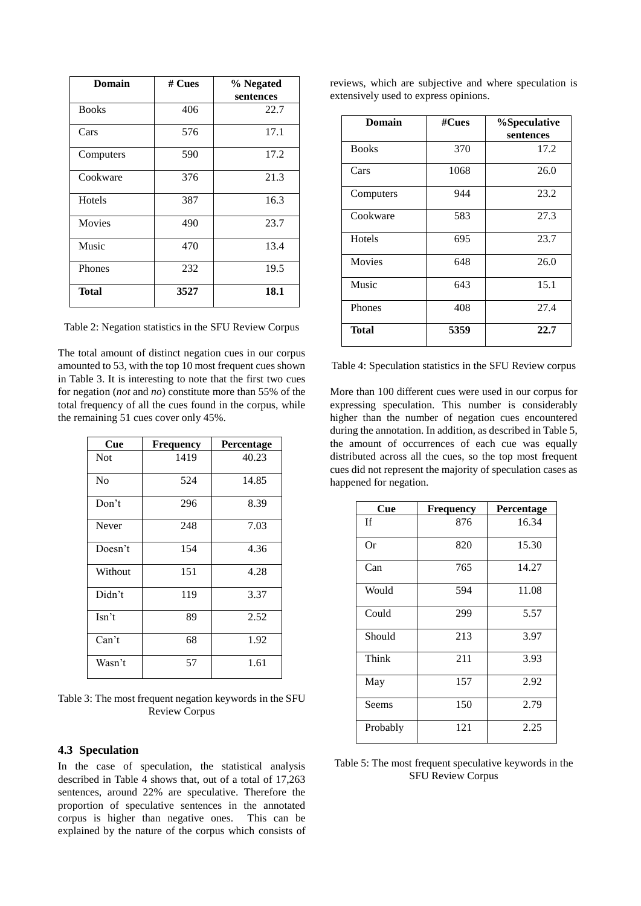| Domain | # Cues | % Negated sentences |
|---|---|---|
| Books | 406 | 22.7 |
| Cars | 576 | 17.1 |
| Computers | 590 | 17.2 |
| Cookware | 376 | 21.3 |
| Hotels | 387 | 16.3 |
| Movies | 490 | 23.7 |
| Music | 470 | 13.4 |
| Phones | 232 | 19.5 |
| **Total** | **3527** | **18.1** |

Table 2: Negation statistics in the SFU Review Corpus

The total amount of distinct negation cues in our corpus amounted to 53, with the top 10 most frequent cues shown in Table 3. It is interesting to note that the first two cues for negation (*not* and *no*) constitute more than 55% of the total frequency of all the cues found in the corpus, while the remaining 51 cues cover only 45%.

| Cue | Frequency | Percentage |
|---|---|---|
| Not | 1419 | 40.23 |
| No | 524 | 14.85 |
| Don't | 296 | 8.39 |
| Never | 248 | 7.03 |
| Doesn't | 154 | 4.36 |
| Without | 151 | 4.28 |
| Didn't | 119 | 3.37 |
| Isn't | 89 | 2.52 |
| Can't | 68 | 1.92 |
| Wasn't | 57 | 1.61 |

Table 3: The most frequent negation keywords in the SFU Review Corpus

### 4.3 Speculation

In the case of speculation, the statistical analysis described in Table 4 shows that, out of a total of 17,263 sentences, around 22% are speculative. Therefore the proportion of speculative sentences in the annotated corpus is higher than negative ones. This can be explained by the nature of the corpus which consists of reviews, which are subjective and where speculation is extensively used to express opinions.

| Domain | #Cues | %Speculative sentences |
|---|---|---|
| Books | 370 | 17.2 |
| Cars | 1068 | 26.0 |
| Computers | 944 | 23.2 |
| Cookware | 583 | 27.3 |
| Hotels | 695 | 23.7 |
| Movies | 648 | 26.0 |
| Music | 643 | 15.1 |
| Phones | 408 | 27.4 |
| **Total** | **5359** | **22.7** |

Table 4: Speculation statistics in the SFU Review corpus

More than 100 different cues were used in our corpus for expressing speculation. This number is considerably higher than the number of negation cues encountered during the annotation. In addition, as described in Table 5, the amount of occurrences of each cue was equally distributed across all the cues, so the top most frequent cues did not represent the majority of speculation cases as happened for negation.

| Cue | Frequency | Percentage |
|---|---|---|
| If | 876 | 16.34 |
| Or | 820 | 15.30 |
| Can | 765 | 14.27 |
| Would | 594 | 11.08 |
| Could | 299 | 5.57 |
| Should | 213 | 3.97 |
| Think | 211 | 3.93 |
| May | 157 | 2.92 |
| Seems | 150 | 2.79 |
| Probably | 121 | 2.25 |

Table 5: The most frequent speculative keywords in the SFU Review Corpus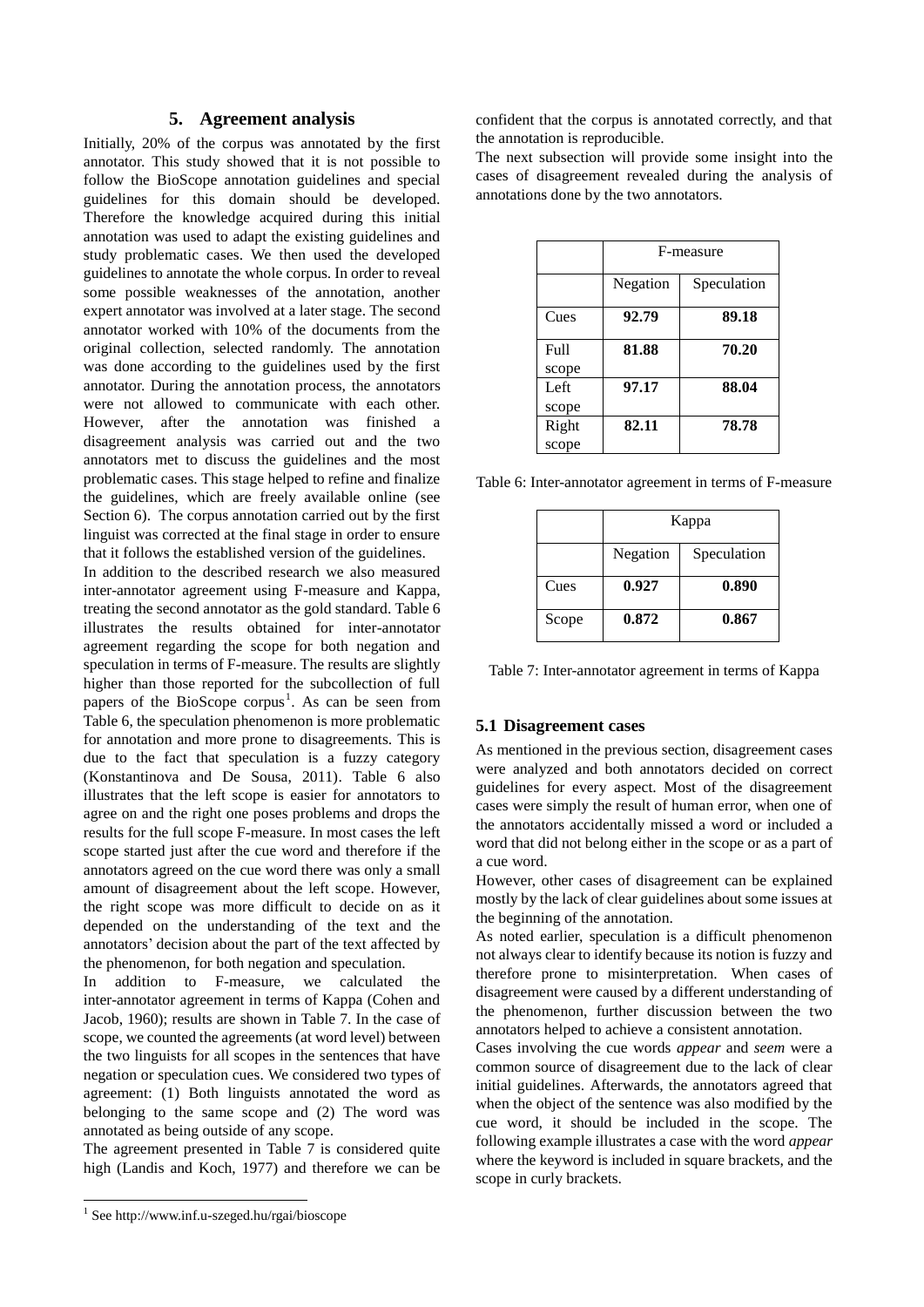## 5. Agreement analysis

Initially, 20% of the corpus was annotated by the first annotator. This study showed that it is not possible to follow the BioScope annotation guidelines and special guidelines for this domain should be developed. Therefore the knowledge acquired during this initial annotation was used to adapt the existing guidelines and study problematic cases. We then used the developed guidelines to annotate the whole corpus. In order to reveal some possible weaknesses of the annotation, another expert annotator was involved at a later stage. The second annotator worked with 10% of the documents from the original collection, selected randomly. The annotation was done according to the guidelines used by the first annotator. During the annotation process, the annotators were not allowed to communicate with each other. However, after the annotation was finished a disagreement analysis was carried out and the two annotators met to discuss the guidelines and the most problematic cases. This stage helped to refine and finalize the guidelines, which are freely available online (see Section 6). The corpus annotation carried out by the first linguist was corrected at the final stage in order to ensure that it follows the established version of the guidelines.

In addition to the described research we also measured inter-annotator agreement using F-measure and Kappa, treating the second annotator as the gold standard. Table 6 illustrates the results obtained for inter-annotator agreement regarding the scope for both negation and speculation in terms of F-measure. The results are slightly higher than those reported for the subcollection of full papers of the BioScope corpus[1]. As can be seen from Table 6, the speculation phenomenon is more problematic for annotation and more prone to disagreements. This is due to the fact that speculation is a fuzzy category (Konstantinova and De Sousa, 2011). Table 6 also illustrates that the left scope is easier for annotators to agree on and the right one poses problems and drops the results for the full scope F-measure. In most cases the left scope started just after the cue word and therefore if the annotators agreed on the cue word there was only a small amount of disagreement about the left scope. However, the right scope was more difficult to decide on as it depended on the understanding of the text and the annotators' decision about the part of the text affected by the phenomenon, for both negation and speculation.

In addition to F-measure, we calculated the inter-annotator agreement in terms of Kappa (Cohen and Jacob, 1960); results are shown in Table 7. In the case of scope, we counted the agreements (at word level) between the two linguists for all scopes in the sentences that have negation or speculation cues. We considered two types of agreement: (1) Both linguists annotated the word as belonging to the same scope and (2) The word was annotated as being outside of any scope.

The agreement presented in Table 7 is considered quite high (Landis and Koch, 1977) and therefore we can be confident that the corpus is annotated correctly, and that the annotation is reproducible.

The next subsection will provide some insight into the cases of disagreement revealed during the analysis of annotations done by the two annotators.

| | F-measure | |
|---|---|---|
| | Negation | Speculation |
| Cues | **92.79** | **89.18** |
| Full scope | **81.88** | **70.20** |
| Left scope | **97.17** | **88.04** |
| Right scope | **82.11** | **78.78** |

Table 6: Inter-annotator agreement in terms of F-measure

| | Kappa | |
|---|---|---|
| | Negation | Speculation |
| Cues | **0.927** | **0.890** |
| Scope | **0.872** | **0.867** |

Table 7: Inter-annotator agreement in terms of Kappa

### 5.1 Disagreement cases

As mentioned in the previous section, disagreement cases were analyzed and both annotators decided on correct guidelines for every aspect. Most of the disagreement cases were simply the result of human error, when one of the annotators accidentally missed a word or included a word that did not belong either in the scope or as a part of a cue word.

However, other cases of disagreement can be explained mostly by the lack of clear guidelines about some issues at the beginning of the annotation.

As noted earlier, speculation is a difficult phenomenon not always clear to identify because its notion is fuzzy and therefore prone to misinterpretation. When cases of disagreement were caused by a different understanding of the phenomenon, further discussion between the two annotators helped to achieve a consistent annotation.

Cases involving the cue words *appear* and *seem* were a common source of disagreement due to the lack of clear initial guidelines. Afterwards, the annotators agreed that when the object of the sentence was also modified by the cue word, it should be included in the scope. The following example illustrates a case with the word *appear* where the keyword is included in square brackets, and the scope in curly brackets.

[1] See http://www.inf.u-szeged.hu/rgai/bioscope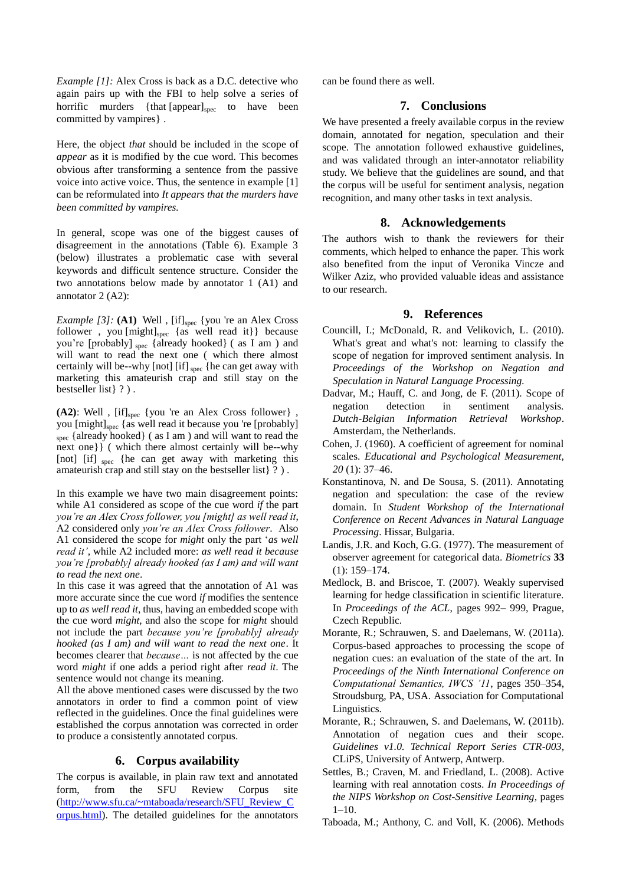*Example [1]:* Alex Cross is back as a D.C. detective who again pairs up with the FBI to help solve a series of horrific murders {that [appear]$_{spec}$ to have been committed by vampires} .

Here, the object *that* should be included in the scope of *appear* as it is modified by the cue word. This becomes obvious after transforming a sentence from the passive voice into active voice. Thus, the sentence in example [1] can be reformulated into *It appears that the murders have been committed by vampires.*

In general, scope was one of the biggest causes of disagreement in the annotations (Table 6). Example 3 (below) illustrates a problematic case with several keywords and difficult sentence structure. Consider the two annotations below made by annotator 1 (A1) and annotator 2 (A2):

*Example [3]:* **(A1)** Well , [if]$_{spec}$ {you 're an Alex Cross follower , you [might]$_{spec}$ {as well read it}} because you're [probably] $_{spec}$ {already hooked} ( as I am ) and will want to read the next one ( which there almost certainly will be--why [not] [if] $_{spec}$ {he can get away with marketing this amateurish crap and still stay on the bestseller list} ? ) .

**(A2)**: Well , [if]$_{spec}$ {you 're an Alex Cross follower} , you [might]$_{spec}$ {as well read it because you 're [probably] $_{spec}$ {already hooked} ( as I am ) and will want to read the next one}} ( which there almost certainly will be--why [not] [if] $_{spec}$ {he can get away with marketing this amateurish crap and still stay on the bestseller list} ? ) .

In this example we have two main disagreement points: while A1 considered as scope of the cue word *if* the part *you're an Alex Cross follower, you [might] as well read it*, A2 considered only *you're an Alex Cross follower*. Also A1 considered the scope for *might* only the part '*as well read it'*, while A2 included more: *as well read it because you're [probably] already hooked (as I am) and will want to read the next one*.
In this case it was agreed that the annotation of A1 was more accurate since the cue word *if* modifies the sentence up to *as well read it*, thus, having an embedded scope with the cue word *might*, and also the scope for *might* should not include the part *because you're [probably] already hooked (as I am) and will want to read the next one*. It becomes clearer that *because…* is not affected by the cue word *might* if one adds a period right after *read it*. The sentence would not change its meaning.
All the above mentioned cases were discussed by the two annotators in order to find a common point of view reflected in the guidelines. Once the final guidelines were established the corpus annotation was corrected in order to produce a consistently annotated corpus.

## 6. Corpus availability

The corpus is available, in plain raw text and annotated form, from the SFU Review Corpus site (http://www.sfu.ca/~mtaboada/research/SFU_Review_Corpus.html). The detailed guidelines for the annotators can be found there as well.

## 7. Conclusions

We have presented a freely available corpus in the review domain, annotated for negation, speculation and their scope. The annotation followed exhaustive guidelines, and was validated through an inter-annotator reliability study. We believe that the guidelines are sound, and that the corpus will be useful for sentiment analysis, negation recognition, and many other tasks in text analysis.

## 8. Acknowledgements

The authors wish to thank the reviewers for their comments, which helped to enhance the paper. This work also benefited from the input of Veronika Vincze and Wilker Aziz, who provided valuable ideas and assistance to our research.

## 9. References

Councill, I.; McDonald, R. and Velikovich, L. (2010). What's great and what's not: learning to classify the scope of negation for improved sentiment analysis. In *Proceedings of the Workshop on Negation and Speculation in Natural Language Processing.*

Dadvar, M.; Hauff, C. and Jong, de F. (2011). Scope of negation detection in sentiment analysis. *Dutch-Belgian Information Retrieval Workshop*. Amsterdam, the Netherlands.

Cohen, J. (1960). A coefficient of agreement for nominal scales. *Educational and Psychological Measurement, 20* (1): 37–46.

Konstantinova, N. and De Sousa, S. (2011). Annotating negation and speculation: the case of the review domain. In *Student Workshop of the International Conference on Recent Advances in Natural Language Processing*. Hissar, Bulgaria.

Landis, J.R. and Koch, G.G. (1977). The measurement of observer agreement for categorical data. *Biometrics* **33** (1): 159–174.

Medlock, B. and Briscoe, T. (2007). Weakly supervised learning for hedge classification in scientific literature. In *Proceedings of the ACL*, pages 992– 999, Prague, Czech Republic.

Morante, R.; Schrauwen, S. and Daelemans, W. (2011a). Corpus-based approaches to processing the scope of negation cues: an evaluation of the state of the art. In *Proceedings of the Ninth International Conference on Computational Semantics, IWCS '11*, pages 350–354, Stroudsburg, PA, USA. Association for Computational Linguistics.

Morante, R.; Schrauwen, S. and Daelemans, W. (2011b). Annotation of negation cues and their scope. *Guidelines v1.0. Technical Report Series CTR-003*, CLiPS, University of Antwerp, Antwerp.

Settles, B.; Craven, M. and Friedland, L. (2008). Active learning with real annotation costs. *In Proceedings of the NIPS Workshop on Cost-Sensitive Learning*, pages 1–10.

Taboada, M.; Anthony, C. and Voll, K. (2006). Methods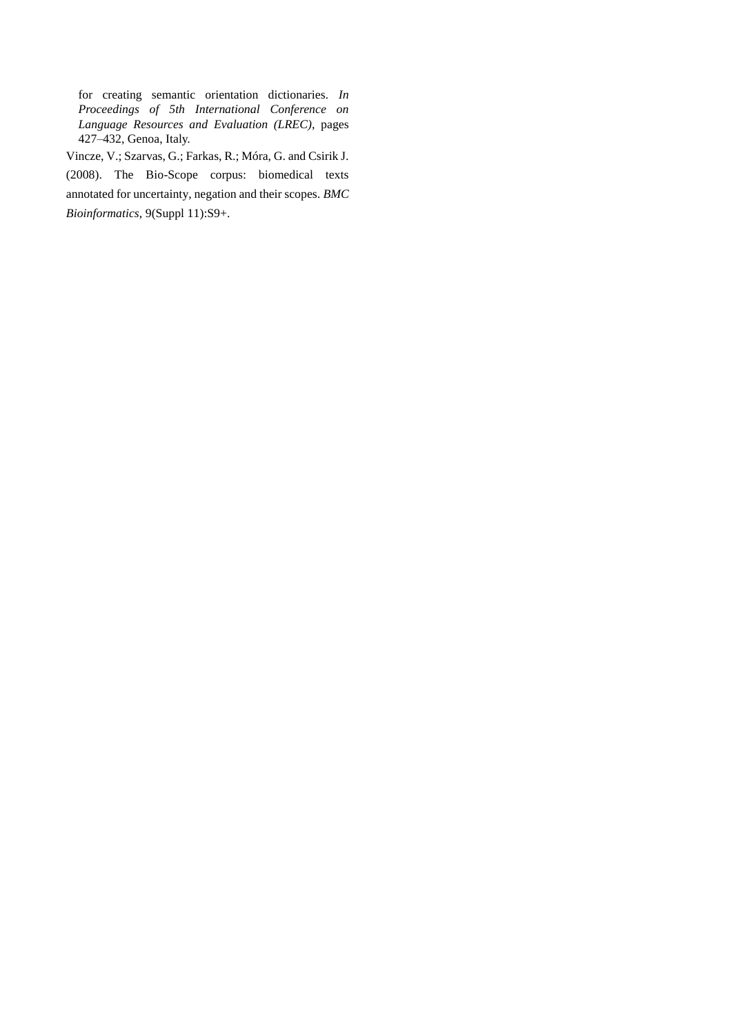for creating semantic orientation dictionaries. *In Proceedings of 5th International Conference on Language Resources and Evaluation (LREC)*, pages 427–432, Genoa, Italy.

Vincze, V.; Szarvas, G.; Farkas, R.; Móra, G. and Csirik J. (2008). The Bio-Scope corpus: biomedical texts annotated for uncertainty, negation and their scopes. *BMC Bioinformatics*, 9(Suppl 11):S9+.